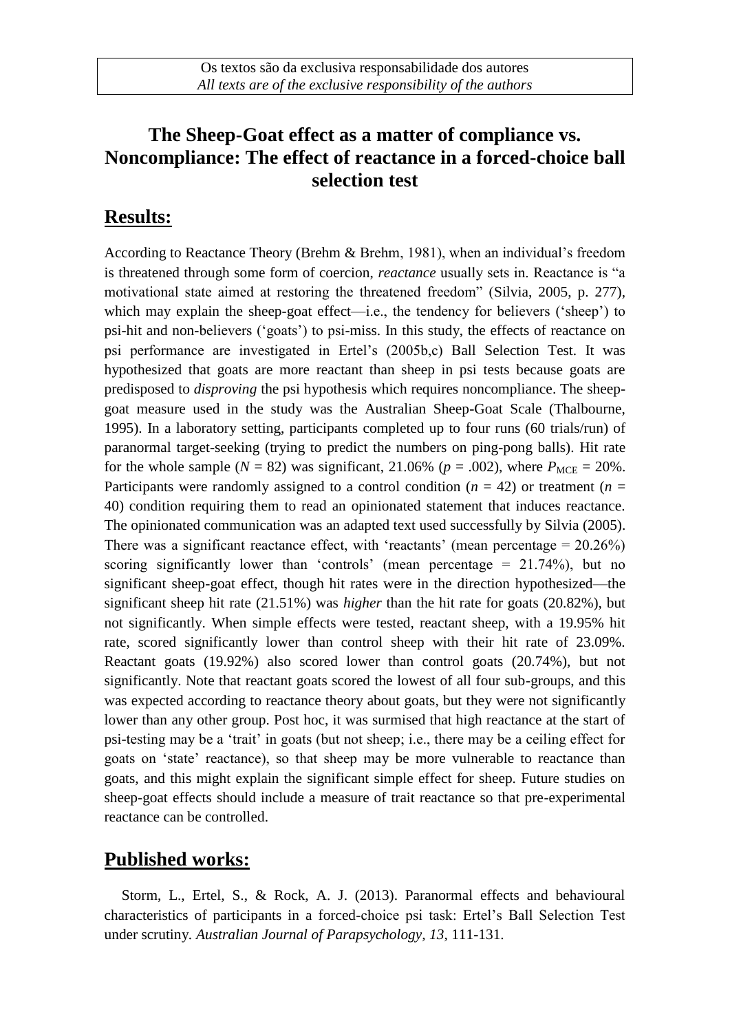Os textos são da exclusiva responsabilidade dos autores
*All texts are of the exclusive responsibility of the authors*

# The Sheep-Goat effect as a matter of compliance vs. Noncompliance: The effect of reactance in a forced-choice ball selection test

## Results:

According to Reactance Theory (Brehm & Brehm, 1981), when an individual's freedom is threatened through some form of coercion, *reactance* usually sets in. Reactance is "a motivational state aimed at restoring the threatened freedom" (Silvia, 2005, p. 277), which may explain the sheep-goat effect—i.e., the tendency for believers ('sheep') to psi-hit and non-believers ('goats') to psi-miss. In this study, the effects of reactance on psi performance are investigated in Ertel's (2005b,c) Ball Selection Test. It was hypothesized that goats are more reactant than sheep in psi tests because goats are predisposed to *disproving* the psi hypothesis which requires noncompliance. The sheep-goat measure used in the study was the Australian Sheep-Goat Scale (Thalbourne, 1995). In a laboratory setting, participants completed up to four runs (60 trials/run) of paranormal target-seeking (trying to predict the numbers on ping-pong balls). Hit rate for the whole sample ($N = 82$) was significant, 21.06% ($p = .002$), where $P_{MCE} = 20\%$. Participants were randomly assigned to a control condition ($n = 42$) or treatment ($n = 40$) condition requiring them to read an opinionated statement that induces reactance. The opinionated communication was an adapted text used successfully by Silvia (2005). There was a significant reactance effect, with 'reactants' (mean percentage = 20.26%) scoring significantly lower than 'controls' (mean percentage = 21.74%), but no significant sheep-goat effect, though hit rates were in the direction hypothesized—the significant sheep hit rate (21.51%) was *higher* than the hit rate for goats (20.82%), but not significantly. When simple effects were tested, reactant sheep, with a 19.95% hit rate, scored significantly lower than control sheep with their hit rate of 23.09%. Reactant goats (19.92%) also scored lower than control goats (20.74%), but not significantly. Note that reactant goats scored the lowest of all four sub-groups, and this was expected according to reactance theory about goats, but they were not significantly lower than any other group. Post hoc, it was surmised that high reactance at the start of psi-testing may be a 'trait' in goats (but not sheep; i.e., there may be a ceiling effect for goats on 'state' reactance), so that sheep may be more vulnerable to reactance than goats, and this might explain the significant simple effect for sheep. Future studies on sheep-goat effects should include a measure of trait reactance so that pre-experimental reactance can be controlled.

## Published works:

Storm, L., Ertel, S., & Rock, A. J. (2013). Paranormal effects and behavioural characteristics of participants in a forced-choice psi task: Ertel's Ball Selection Test under scrutiny. *Australian Journal of Parapsychology, 13*, 111-131.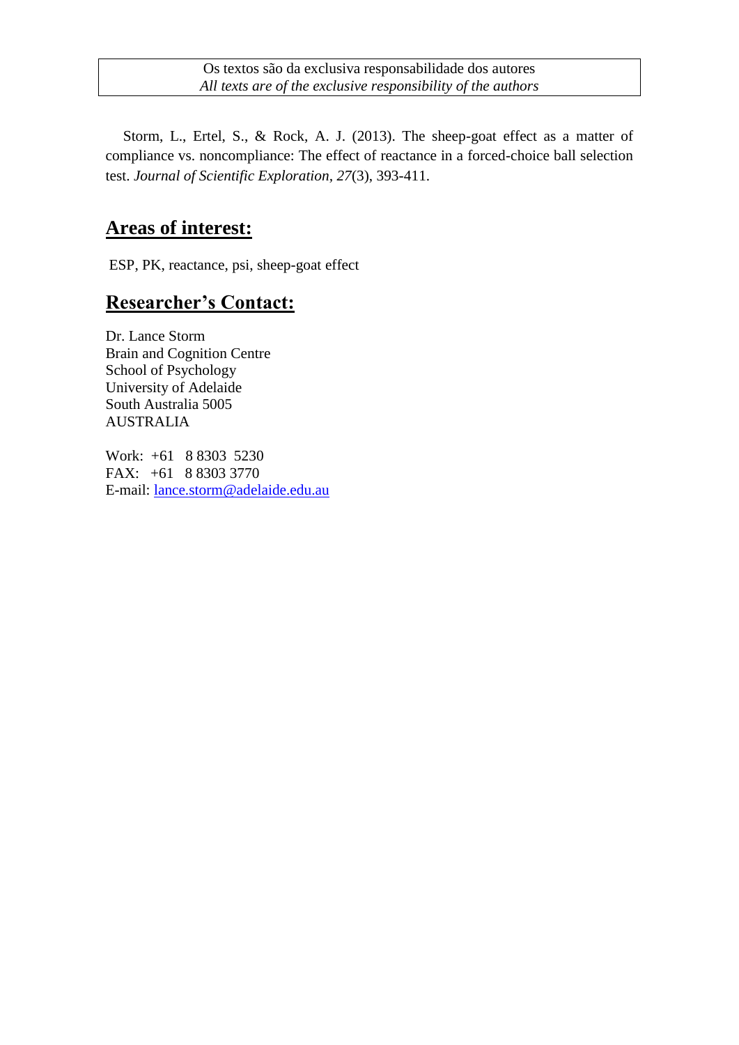Os textos são da exclusiva responsabilidade dos autores
*All texts are of the exclusive responsibility of the authors*

Storm, L., Ertel, S., & Rock, A. J. (2013). The sheep-goat effect as a matter of compliance vs. noncompliance: The effect of reactance in a forced-choice ball selection test. *Journal of Scientific Exploration, 27*(3), 393-411.

## Areas of interest:

ESP, PK, reactance, psi, sheep-goat effect

## Researcher's Contact:

Dr. Lance Storm
Brain and Cognition Centre
School of Psychology
University of Adelaide
South Australia 5005
AUSTRALIA

Work: +61 8 8303 5230
FAX: +61 8 8303 3770
E-mail: lance.storm@adelaide.edu.au